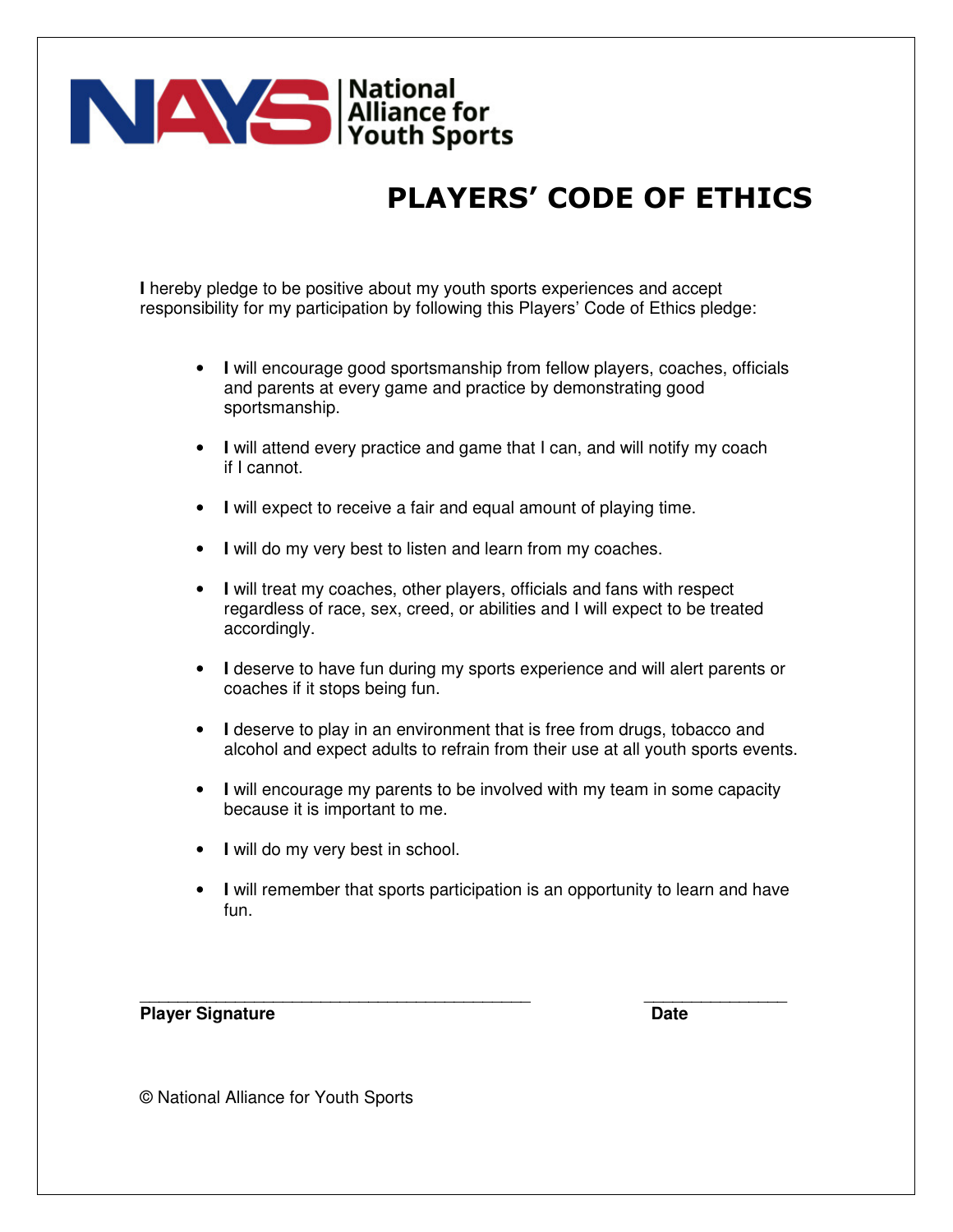NAYS National Alliance for Youth Sports

# PLAYERS' CODE OF ETHICS

**I** hereby pledge to be positive about my youth sports experiences and accept responsibility for my participation by following this Players' Code of Ethics pledge:

- **I** will encourage good sportsmanship from fellow players, coaches, officials and parents at every game and practice by demonstrating good sportsmanship.
- **I** will attend every practice and game that I can, and will notify my coach if I cannot.
- **I** will expect to receive a fair and equal amount of playing time.
- **I** will do my very best to listen and learn from my coaches.
- **I** will treat my coaches, other players, officials and fans with respect regardless of race, sex, creed, or abilities and I will expect to be treated accordingly.
- **I** deserve to have fun during my sports experience and will alert parents or coaches if it stops being fun.
- **I** deserve to play in an environment that is free from drugs, tobacco and alcohol and expect adults to refrain from their use at all youth sports events.
- **I** will encourage my parents to be involved with my team in some capacity because it is important to me.
- **I** will do my very best in school.
- **I** will remember that sports participation is an opportunity to learn and have fun.

___________________________________________ _______________

**Player Signature** **Date**

© National Alliance for Youth Sports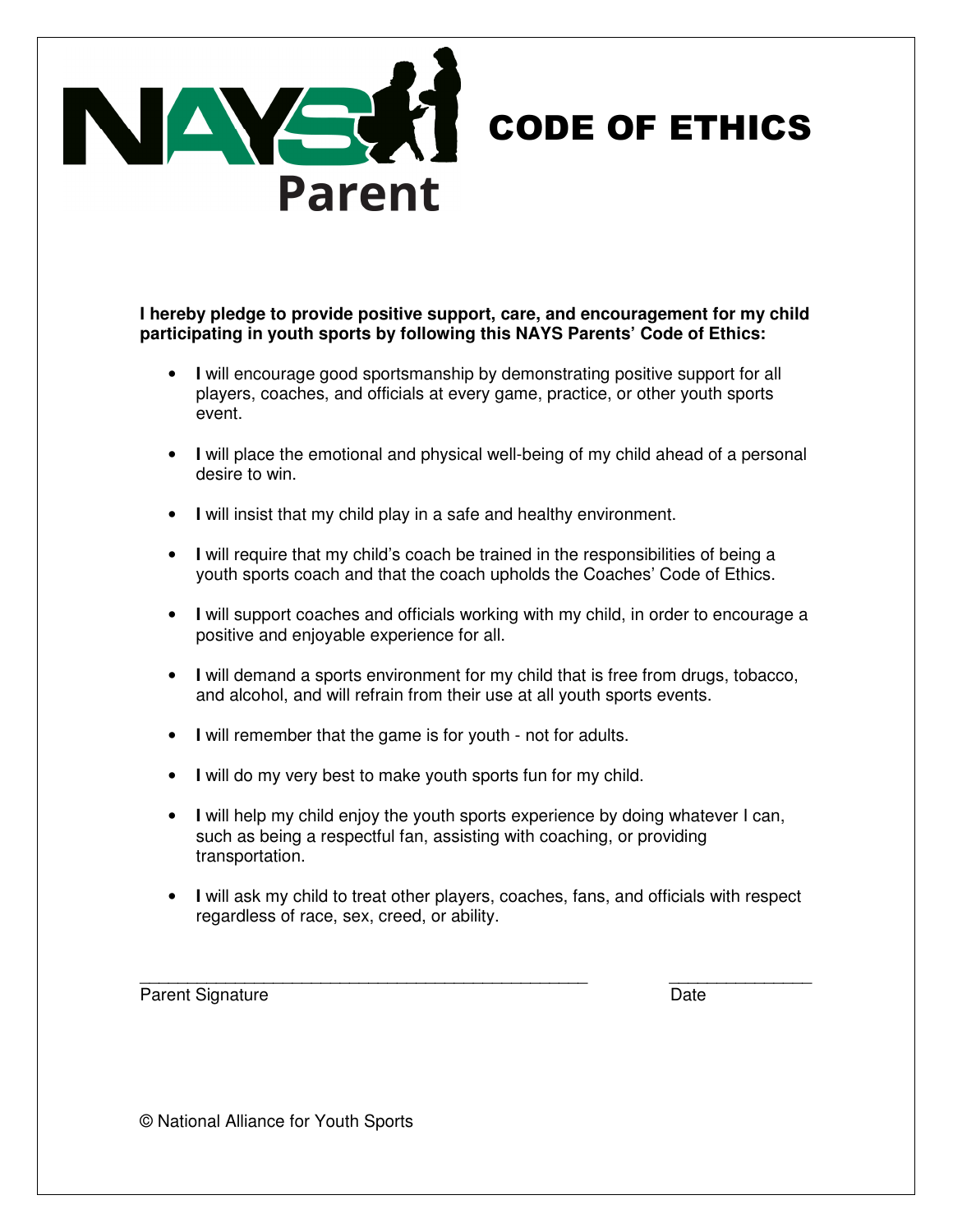NAYS Parent

# CODE OF ETHICS

**I hereby pledge to provide positive support, care, and encouragement for my child participating in youth sports by following this NAYS Parents' Code of Ethics:**

- **I** will encourage good sportsmanship by demonstrating positive support for all players, coaches, and officials at every game, practice, or other youth sports event.
- **I** will place the emotional and physical well-being of my child ahead of a personal desire to win.
- **I** will insist that my child play in a safe and healthy environment.
- **I** will require that my child's coach be trained in the responsibilities of being a youth sports coach and that the coach upholds the Coaches' Code of Ethics.
- **I** will support coaches and officials working with my child, in order to encourage a positive and enjoyable experience for all.
- **I** will demand a sports environment for my child that is free from drugs, tobacco, and alcohol, and will refrain from their use at all youth sports events.
- **I** will remember that the game is for youth - not for adults.
- **I** will do my very best to make youth sports fun for my child.
- **I** will help my child enjoy the youth sports experience by doing whatever I can, such as being a respectful fan, assisting with coaching, or providing transportation.
- **I** will ask my child to treat other players, coaches, fans, and officials with respect regardless of race, sex, creed, or ability.

\_\_\_\_\_\_\_\_\_\_\_\_\_\_\_\_\_\_\_\_\_\_\_\_\_\_\_\_\_\_\_\_\_\_\_\_\_\_\_\_\_\_\_\_ \_\_\_\_\_\_\_\_\_\_\_\_\_\_\_

Parent Signature Date

© National Alliance for Youth Sports